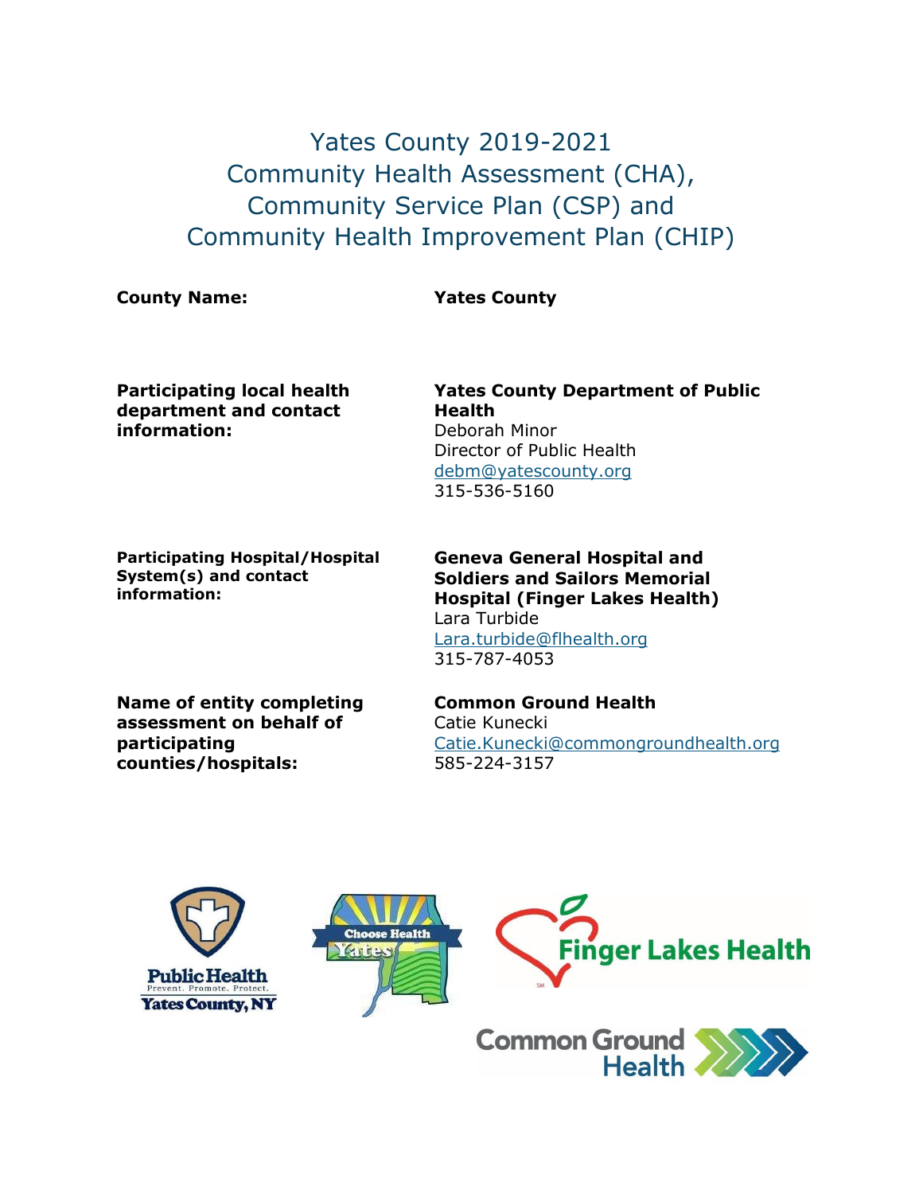# Yates County 2019-2021 Community Health Assessment (CHA), Community Service Plan (CSP) and Community Health Improvement Plan (CHIP)

| | |
|---|---|
| **County Name:** | **Yates County** |
| **Participating local health department and contact information:** | **Yates County Department of Public Health**<br>Deborah Minor<br>Director of Public Health<br>debm@yatescounty.org<br>315-536-5160 |
| **Participating Hospital/Hospital System(s) and contact information:** | **Geneva General Hospital and Soldiers and Sailors Memorial Hospital (Finger Lakes Health)**<br>Lara Turbide<br>Lara.turbide@flhealth.org<br>315-787-4053 |
| **Name of entity completing assessment on behalf of participating counties/hospitals:** | **Common Ground Health**<br>Catie Kunecki<br>Catie.Kunecki@commongroundhealth.org<br>585-224-3157 |

Public Health
Prevent. Promote. Protect.
Yates County, NY

Choose Health Yates

Finger Lakes Health

Common Ground Health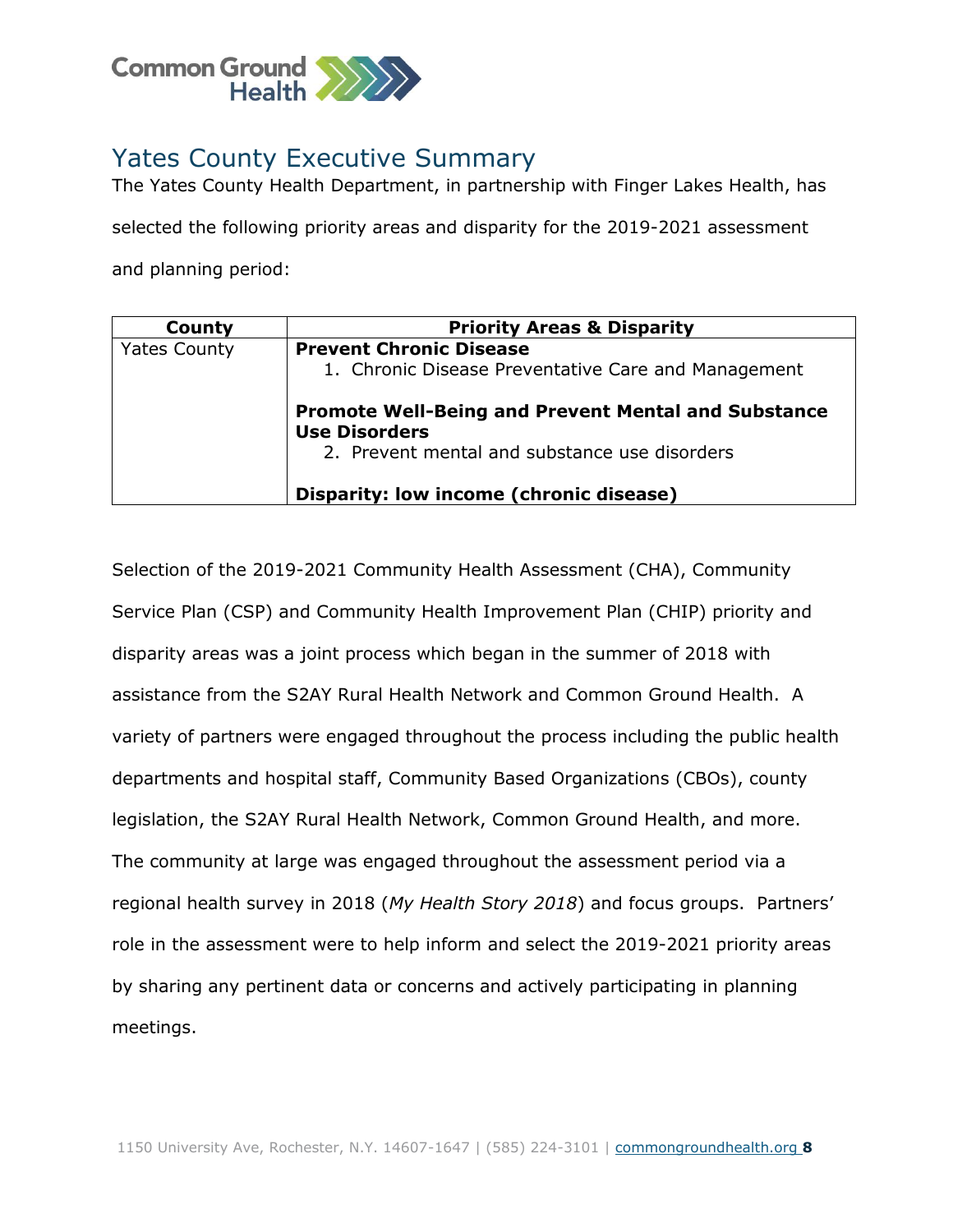# Yates County Executive Summary

The Yates County Health Department, in partnership with Finger Lakes Health, has selected the following priority areas and disparity for the 2019-2021 assessment and planning period:

| County | Priority Areas & Disparity |
|---|---|
| Yates County | **Prevent Chronic Disease**<br>1. Chronic Disease Preventative Care and Management<br><br>**Promote Well-Being and Prevent Mental and Substance Use Disorders**<br>2. Prevent mental and substance use disorders<br><br>**Disparity: low income (chronic disease)** |

Selection of the 2019-2021 Community Health Assessment (CHA), Community Service Plan (CSP) and Community Health Improvement Plan (CHIP) priority and disparity areas was a joint process which began in the summer of 2018 with assistance from the S2AY Rural Health Network and Common Ground Health. A variety of partners were engaged throughout the process including the public health departments and hospital staff, Community Based Organizations (CBOs), county legislation, the S2AY Rural Health Network, Common Ground Health, and more. The community at large was engaged throughout the assessment period via a regional health survey in 2018 (*My Health Story 2018*) and focus groups. Partners' role in the assessment were to help inform and select the 2019-2021 priority areas by sharing any pertinent data or concerns and actively participating in planning meetings.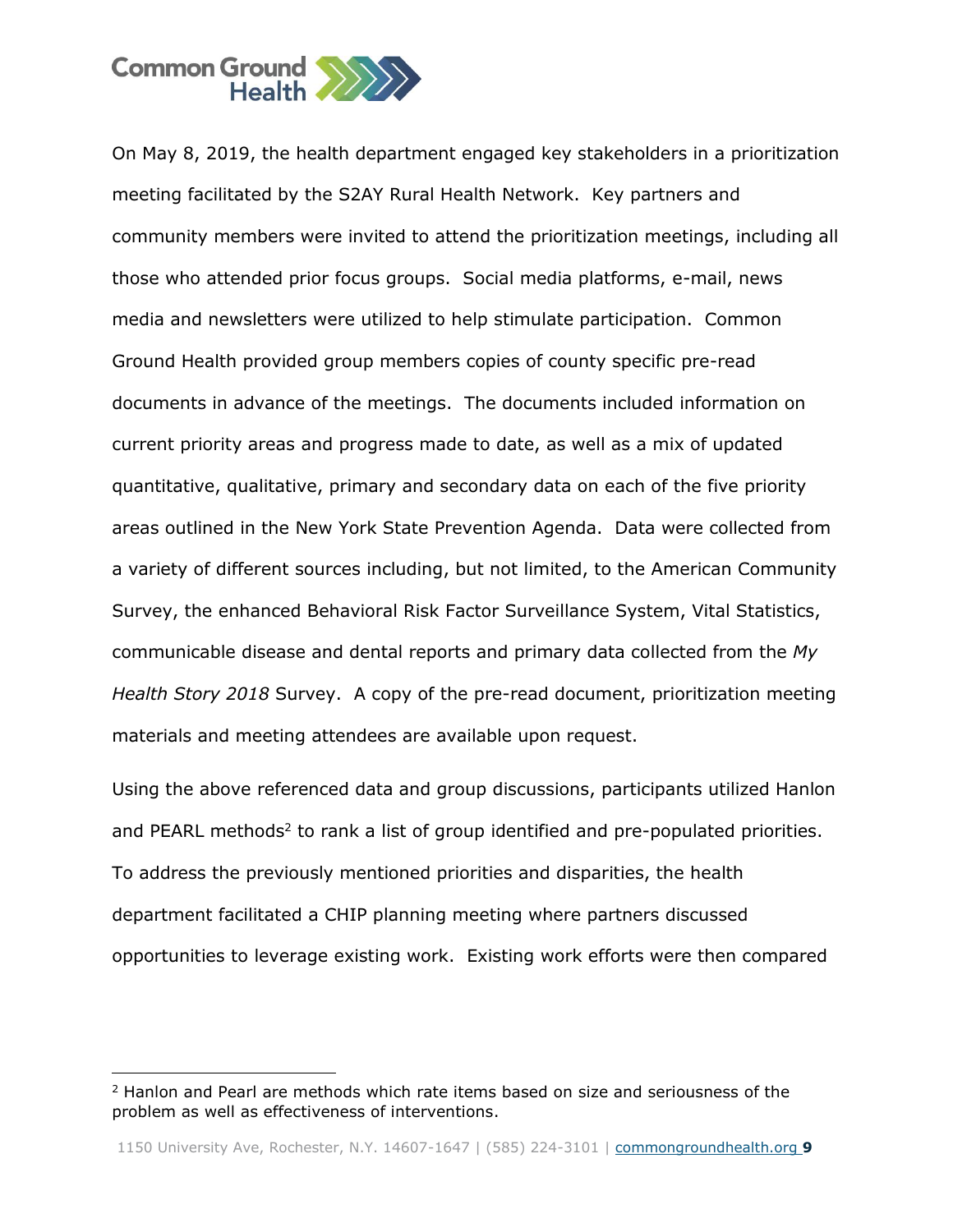On May 8, 2019, the health department engaged key stakeholders in a prioritization meeting facilitated by the S2AY Rural Health Network. Key partners and community members were invited to attend the prioritization meetings, including all those who attended prior focus groups. Social media platforms, e-mail, news media and newsletters were utilized to help stimulate participation. Common Ground Health provided group members copies of county specific pre-read documents in advance of the meetings. The documents included information on current priority areas and progress made to date, as well as a mix of updated quantitative, qualitative, primary and secondary data on each of the five priority areas outlined in the New York State Prevention Agenda. Data were collected from a variety of different sources including, but not limited, to the American Community Survey, the enhanced Behavioral Risk Factor Surveillance System, Vital Statistics, communicable disease and dental reports and primary data collected from the *My Health Story 2018* Survey. A copy of the pre-read document, prioritization meeting materials and meeting attendees are available upon request.

Using the above referenced data and group discussions, participants utilized Hanlon and PEARL methods[2] to rank a list of group identified and pre-populated priorities. To address the previously mentioned priorities and disparities, the health department facilitated a CHIP planning meeting where partners discussed opportunities to leverage existing work. Existing work efforts were then compared

---

[2] Hanlon and Pearl are methods which rate items based on size and seriousness of the problem as well as effectiveness of interventions.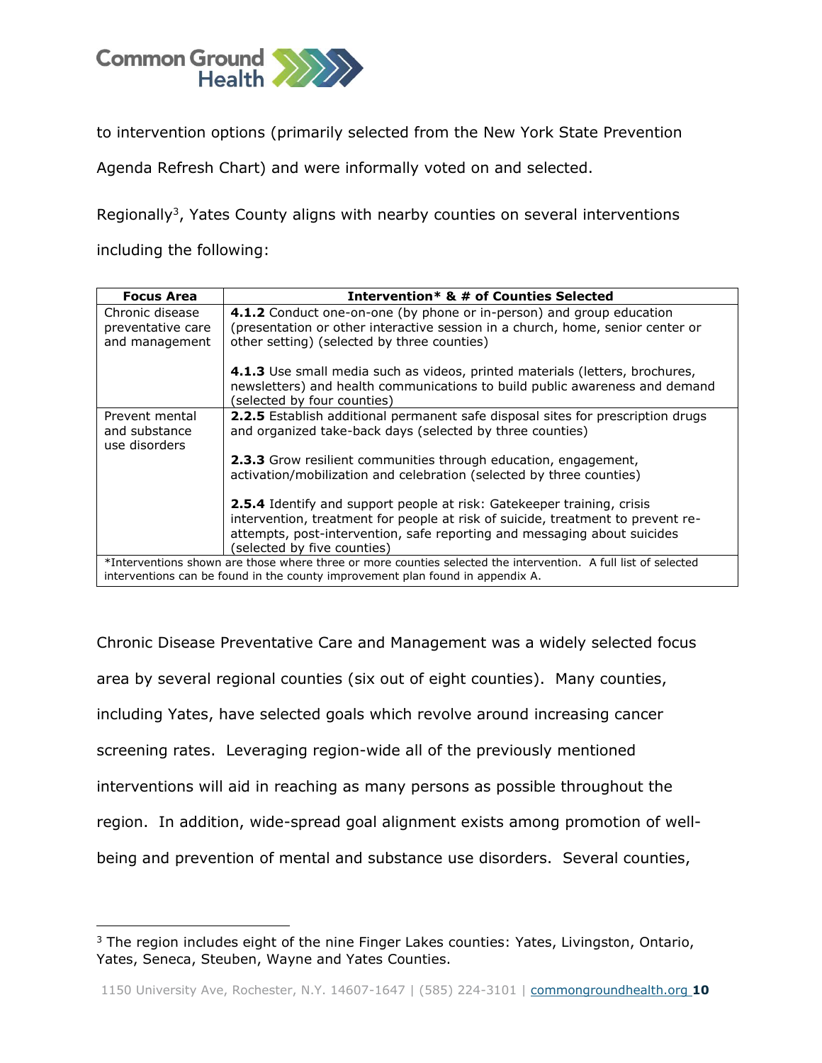to intervention options (primarily selected from the New York State Prevention Agenda Refresh Chart) and were informally voted on and selected.

Regionally[3], Yates County aligns with nearby counties on several interventions including the following:

| Focus Area | Intervention* & # of Counties Selected |
|---|---|
| Chronic disease preventative care and management | **4.1.2** Conduct one-on-one (by phone or in-person) and group education (presentation or other interactive session in a church, home, senior center or other setting) (selected by three counties)<br><br>**4.1.3** Use small media such as videos, printed materials (letters, brochures, newsletters) and health communications to build public awareness and demand (selected by four counties) |
| Prevent mental and substance use disorders | **2.2.5** Establish additional permanent safe disposal sites for prescription drugs and organized take-back days (selected by three counties)<br><br>**2.3.3** Grow resilient communities through education, engagement, activation/mobilization and celebration (selected by three counties)<br><br>**2.5.4** Identify and support people at risk: Gatekeeper training, crisis intervention, treatment for people at risk of suicide, treatment to prevent re-attempts, post-intervention, safe reporting and messaging about suicides (selected by five counties) |
| *Interventions shown are those where three or more counties selected the intervention. A full list of selected interventions can be found in the county improvement plan found in appendix A. | |

Chronic Disease Preventative Care and Management was a widely selected focus area by several regional counties (six out of eight counties). Many counties, including Yates, have selected goals which revolve around increasing cancer screening rates. Leveraging region-wide all of the previously mentioned interventions will aid in reaching as many persons as possible throughout the region. In addition, wide-spread goal alignment exists among promotion of well-being and prevention of mental and substance use disorders. Several counties,

[3] The region includes eight of the nine Finger Lakes counties: Yates, Livingston, Ontario, Yates, Seneca, Steuben, Wayne and Yates Counties.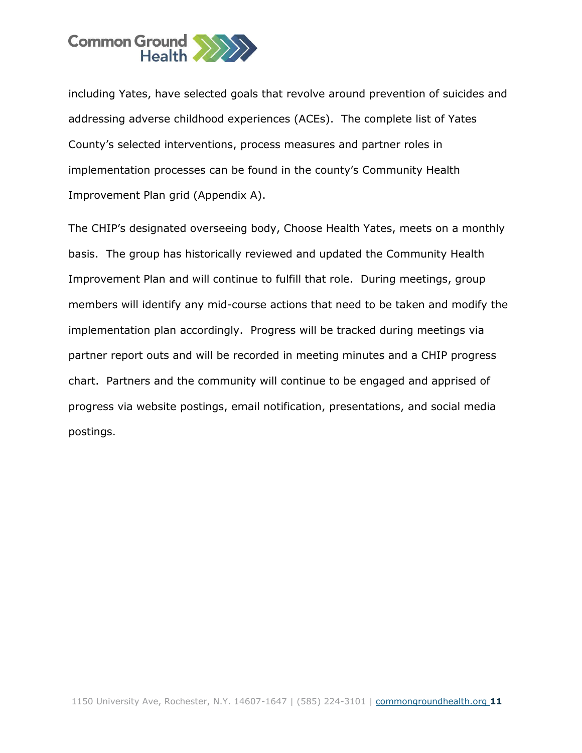including Yates, have selected goals that revolve around prevention of suicides and addressing adverse childhood experiences (ACEs). The complete list of Yates County's selected interventions, process measures and partner roles in implementation processes can be found in the county's Community Health Improvement Plan grid (Appendix A).

The CHIP's designated overseeing body, Choose Health Yates, meets on a monthly basis. The group has historically reviewed and updated the Community Health Improvement Plan and will continue to fulfill that role. During meetings, group members will identify any mid-course actions that need to be taken and modify the implementation plan accordingly. Progress will be tracked during meetings via partner report outs and will be recorded in meeting minutes and a CHIP progress chart. Partners and the community will continue to be engaged and apprised of progress via website postings, email notification, presentations, and social media postings.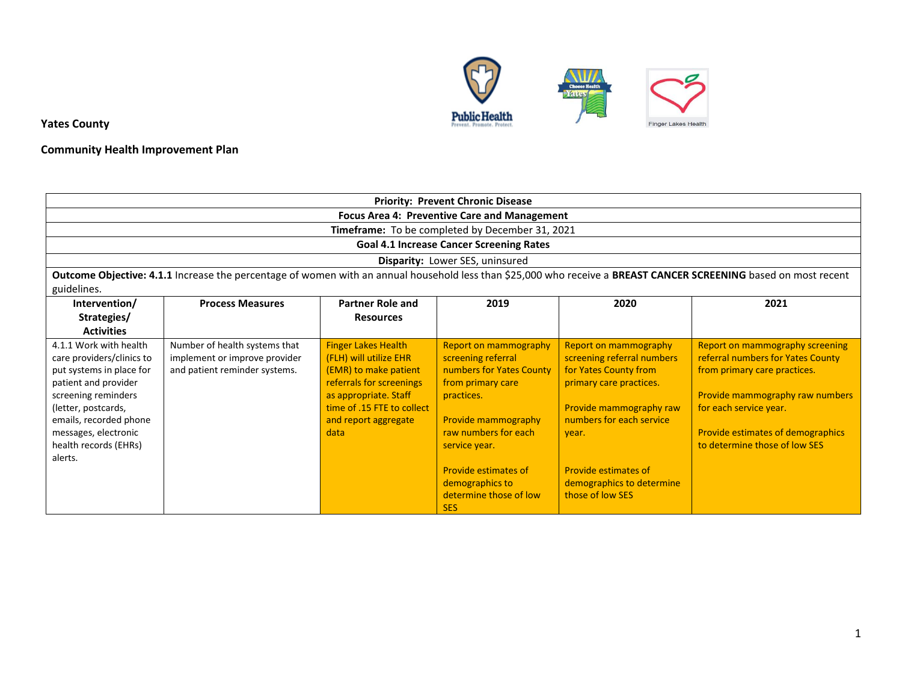**Yates County**

**Community Health Improvement Plan**

| **Priority: Prevent Chronic Disease** | | | | | |
|---|---|---|---|---|---|
| **Focus Area 4: Preventive Care and Management** | | | | | |
| **Timeframe:** To be completed by December 31, 2021 | | | | | |
| **Goal 4.1 Increase Cancer Screening Rates** | | | | | |
| **Disparity:** Lower SES, uninsured | | | | | |
| **Outcome Objective: 4.1.1** Increase the percentage of women with an annual household less than $25,000 who receive a **BREAST CANCER SCREENING** based on most recent guidelines. | | | | | |
| **Intervention/ Strategies/ Activities** | **Process Measures** | **Partner Role and Resources** | **2019** | **2020** | **2021** |
| 4.1.1 Work with health care providers/clinics to put systems in place for patient and provider screening reminders (letter, postcards, emails, recorded phone messages, electronic health records (EHRs) alerts. | Number of health systems that implement or improve provider and patient reminder systems. | Finger Lakes Health (FLH) will utilize EHR (EMR) to make patient referrals for screenings as appropriate. Staff time of .15 FTE to collect and report aggregate data | Report on mammography screening referral numbers for Yates County from primary care practices.<br><br>Provide mammography raw numbers for each service year.<br><br>Provide estimates of demographics to determine those of low SES | Report on mammography screening referral numbers for Yates County from primary care practices.<br><br>Provide mammography raw numbers for each service year.<br><br>Provide estimates of demographics to determine those of low SES | Report on mammography screening referral numbers for Yates County from primary care practices.<br><br>Provide mammography raw numbers for each service year.<br><br>Provide estimates of demographics to determine those of low SES |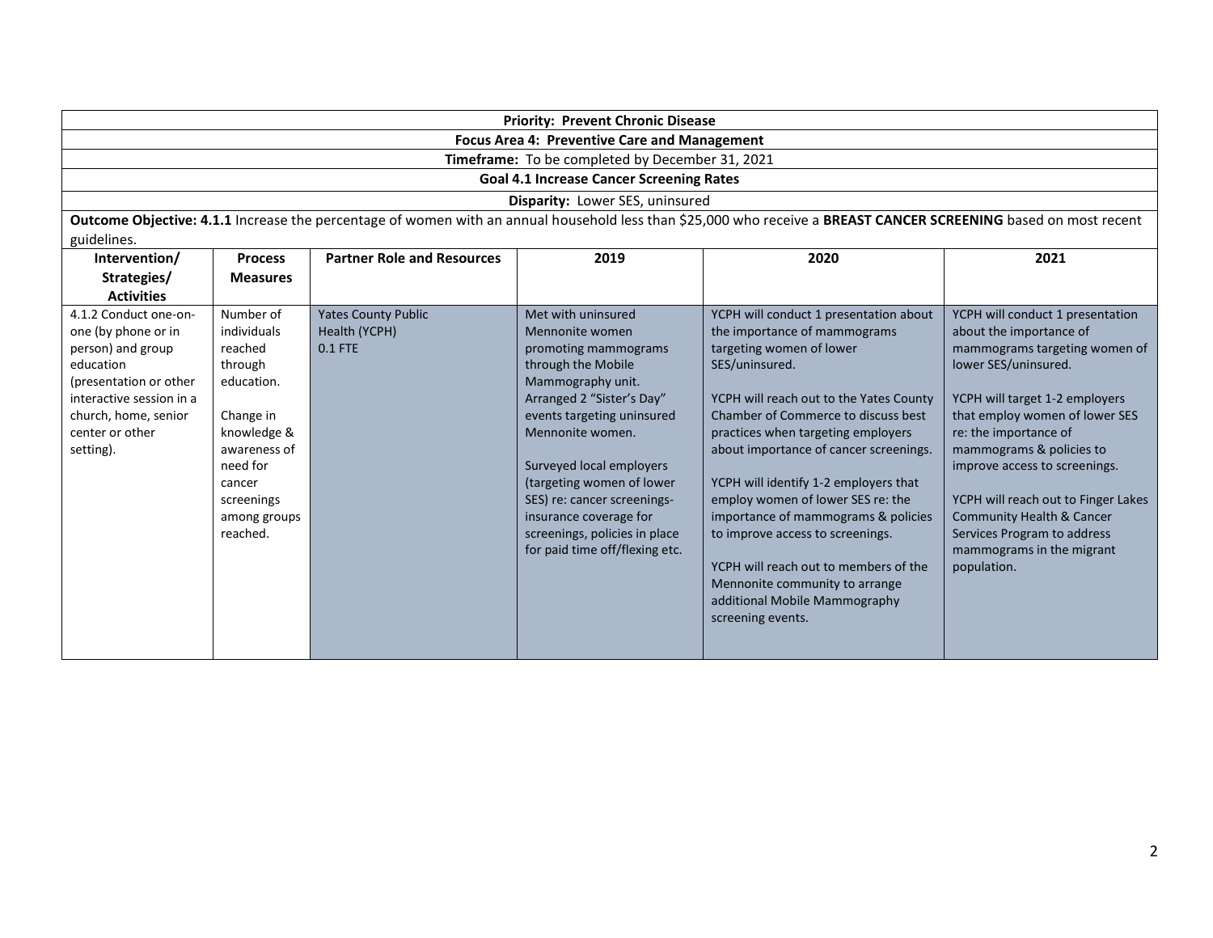| **Priority: Prevent Chronic Disease** | | | | | |
|---|---|---|---|---|---|
| **Focus Area 4: Preventive Care and Management** | | | | | |
| **Timeframe:** To be completed by December 31, 2021 | | | | | |
| **Goal 4.1 Increase Cancer Screening Rates** | | | | | |
| **Disparity:** Lower SES, uninsured | | | | | |
| **Outcome Objective: 4.1.1** Increase the percentage of women with an annual household less than $25,000 who receive a **BREAST CANCER SCREENING** based on most recent guidelines. | | | | | |
| **Intervention/ Strategies/ Activities** | **Process Measures** | **Partner Role and Resources** | **2019** | **2020** | **2021** |
| 4.1.2 Conduct one-on-one (by phone or in person) and group education (presentation or other interactive session in a church, home, senior center or other setting). | Number of individuals reached through education.<br><br>Change in knowledge & awareness of need for cancer screenings among groups reached. | Yates County Public Health (YCPH)<br>0.1 FTE | Met with uninsured Mennonite women promoting mammograms through the Mobile Mammography unit. Arranged 2 "Sister's Day" events targeting uninsured Mennonite women.<br><br>Surveyed local employers (targeting women of lower SES) re: cancer screenings- insurance coverage for screenings, policies in place for paid time off/flexing etc. | YCPH will conduct 1 presentation about the importance of mammograms targeting women of lower SES/uninsured.<br><br>YCPH will reach out to the Yates County Chamber of Commerce to discuss best practices when targeting employers about importance of cancer screenings.<br><br>YCPH will identify 1-2 employers that employ women of lower SES re: the importance of mammograms & policies to improve access to screenings.<br><br>YCPH will reach out to members of the Mennonite community to arrange additional Mobile Mammography screening events. | YCPH will conduct 1 presentation about the importance of mammograms targeting women of lower SES/uninsured.<br><br>YCPH will target 1-2 employers that employ women of lower SES re: the importance of mammograms & policies to improve access to screenings.<br><br>YCPH will reach out to Finger Lakes Community Health & Cancer Services Program to address mammograms in the migrant population. |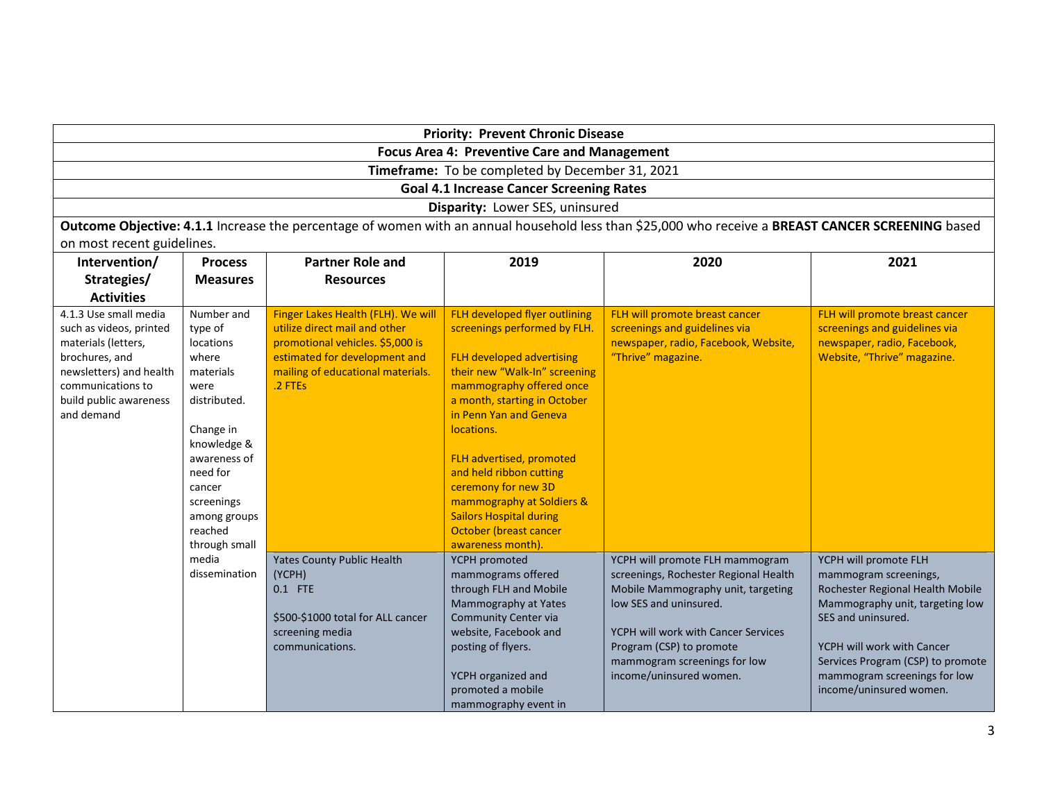| Priority: Prevent Chronic Disease | | | | | |
|---|---|---|---|---|---|
| **Focus Area 4: Preventive Care and Management** | | | | | |
| **Timeframe:** To be completed by December 31, 2021 | | | | | |
| **Goal 4.1 Increase Cancer Screening Rates** | | | | | |
| **Disparity:** Lower SES, uninsured | | | | | |
| **Outcome Objective: 4.1.1** Increase the percentage of women with an annual household less than $25,000 who receive a **BREAST CANCER SCREENING** based on most recent guidelines. | | | | | |
| **Intervention/ Strategies/ Activities** | **Process Measures** | **Partner Role and Resources** | **2019** | **2020** | **2021** |
| 4.1.3 Use small media such as videos, printed materials (letters, brochures, and newsletters) and health communications to build public awareness and demand | Number and type of locations where materials were distributed.<br><br>Change in knowledge & awareness of need for cancer screenings among groups reached through small media dissemination | Finger Lakes Health (FLH). We will utilize direct mail and other promotional vehicles. $5,000 is estimated for development and mailing of educational materials. .2 FTEs | FLH developed flyer outlining screenings performed by FLH.<br><br>FLH developed advertising their new "Walk-In" screening mammography offered once a month, starting in October in Penn Yan and Geneva locations.<br><br>FLH advertised, promoted and held ribbon cutting ceremony for new 3D mammography at Soldiers & Sailors Hospital during October (breast cancer awareness month). | FLH will promote breast cancer screenings and guidelines via newspaper, radio, Facebook, Website, "Thrive" magazine. | FLH will promote breast cancer screenings and guidelines via newspaper, radio, Facebook, Website, "Thrive" magazine. |
| | | Yates County Public Health (YCPH)<br>0.1 FTE<br><br>$500-$1000 total for ALL cancer screening media communications. | YCPH promoted mammograms offered through FLH and Mobile Mammography at Yates Community Center via website, Facebook and posting of flyers.<br><br>YCPH organized and promoted a mobile mammography event in | YCPH will promote FLH mammogram screenings, Rochester Regional Health Mobile Mammography unit, targeting low SES and uninsured.<br><br>YCPH will work with Cancer Services Program (CSP) to promote mammogram screenings for low income/uninsured women. | YCPH will promote FLH mammogram screenings, Rochester Regional Health Mobile Mammography unit, targeting low SES and uninsured.<br><br>YCPH will work with Cancer Services Program (CSP) to promote mammogram screenings for low income/uninsured women. |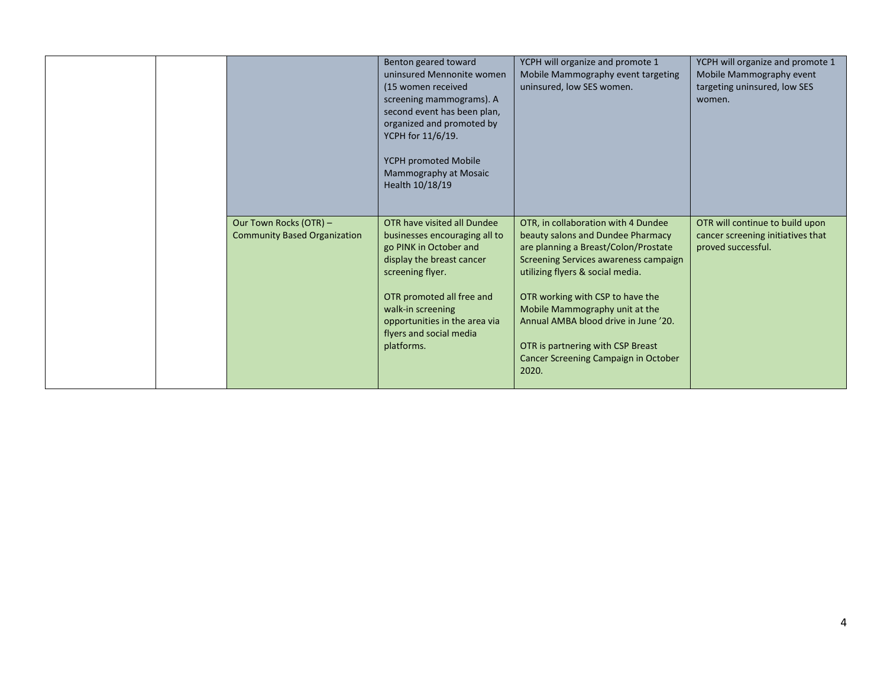|  |  |  |  |  |  |
|---|---|---|---|---|---|
|  |  |  | Benton geared toward uninsured Mennonite women (15 women received screening mammograms). A second event has been plan, organized and promoted by YCPH for 11/6/19.<br><br>YCPH promoted Mobile Mammography at Mosaic Health 10/18/19 | YCPH will organize and promote 1 Mobile Mammography event targeting uninsured, low SES women. | YCPH will organize and promote 1 Mobile Mammography event targeting uninsured, low SES women. |
|  |  | Our Town Rocks (OTR) – Community Based Organization | OTR have visited all Dundee businesses encouraging all to go PINK in October and display the breast cancer screening flyer.<br><br>OTR promoted all free and walk-in screening opportunities in the area via flyers and social media platforms. | OTR, in collaboration with 4 Dundee beauty salons and Dundee Pharmacy are planning a Breast/Colon/Prostate Screening Services awareness campaign utilizing flyers & social media.<br><br>OTR working with CSP to have the Mobile Mammography unit at the Annual AMBA blood drive in June '20.<br><br>OTR is partnering with CSP Breast Cancer Screening Campaign in October 2020. | OTR will continue to build upon cancer screening initiatives that proved successful. |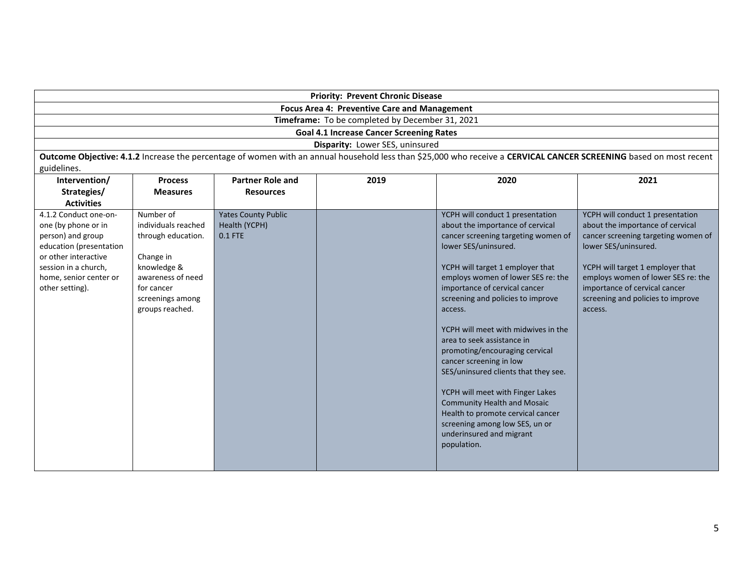| Priority: Prevent Chronic Disease | | | | | |
|---|---|---|---|---|---|
| **Focus Area 4: Preventive Care and Management** | | | | | |
| **Timeframe:** To be completed by December 31, 2021 | | | | | |
| **Goal 4.1 Increase Cancer Screening Rates** | | | | | |
| **Disparity:** Lower SES, uninsured | | | | | |
| **Outcome Objective: 4.1.2** Increase the percentage of women with an annual household less than $25,000 who receive a **CERVICAL CANCER SCREENING** based on most recent guidelines. | | | | | |
| **Intervention/ Strategies/ Activities** | **Process Measures** | **Partner Role and Resources** | **2019** | **2020** | **2021** |
| 4.1.2 Conduct one-on-one (by phone or in person) and group education (presentation or other interactive session in a church, home, senior center or other setting). | Number of individuals reached through education.<br><br>Change in knowledge & awareness of need for cancer screenings among groups reached. | Yates County Public Health (YCPH) 0.1 FTE | | YCPH will conduct 1 presentation about the importance of cervical cancer screening targeting women of lower SES/uninsured.<br><br>YCPH will target 1 employer that employs women of lower SES re: the importance of cervical cancer screening and policies to improve access.<br><br>YCPH will meet with midwives in the area to seek assistance in promoting/encouraging cervical cancer screening in low SES/uninsured clients that they see.<br><br>YCPH will meet with Finger Lakes Community Health and Mosaic Health to promote cervical cancer screening among low SES, un or underinsured and migrant population. | YCPH will conduct 1 presentation about the importance of cervical cancer screening targeting women of lower SES/uninsured.<br><br>YCPH will target 1 employer that employs women of lower SES re: the importance of cervical cancer screening and policies to improve access. |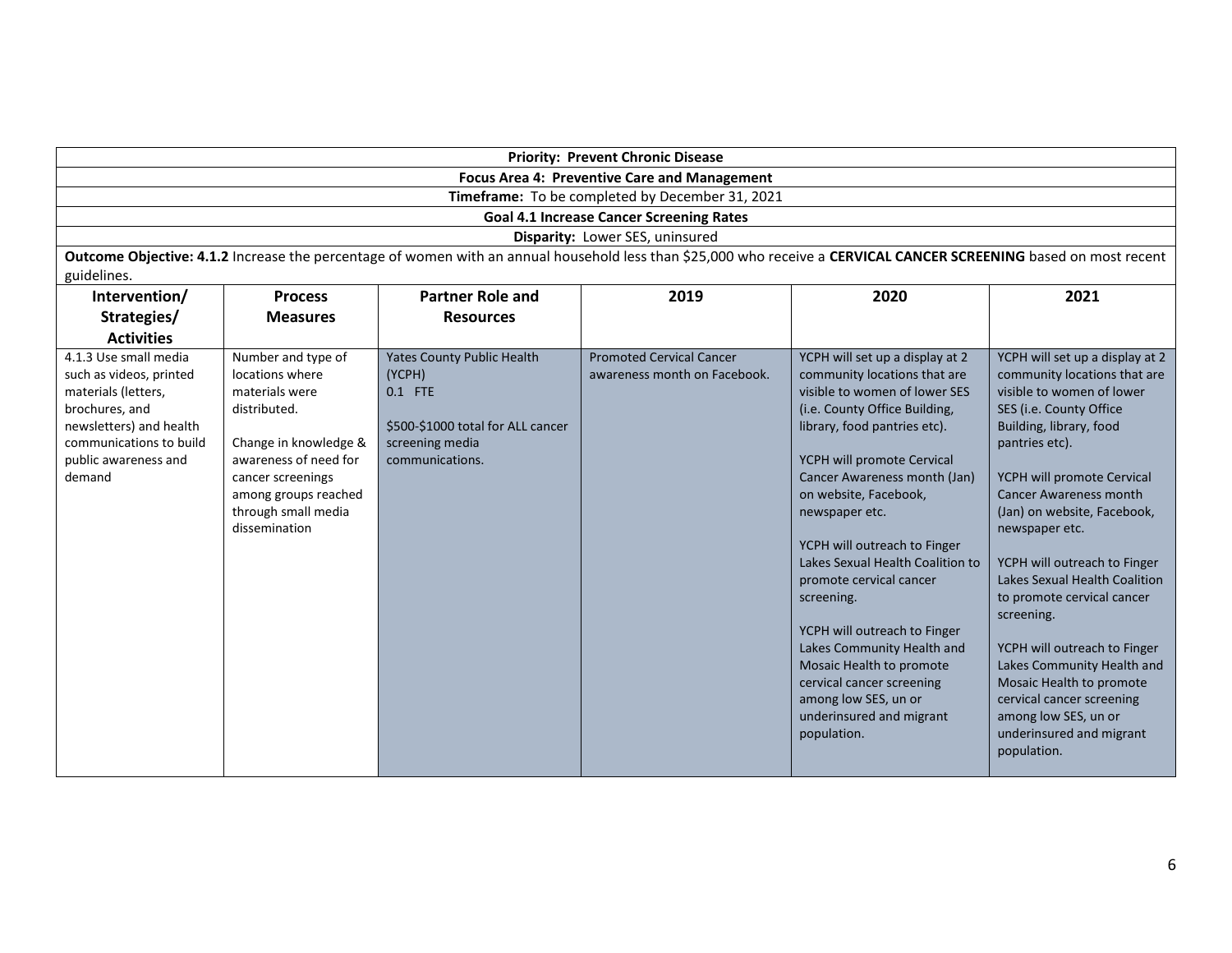| Priority: Prevent Chronic Disease | | | | | |
|---|---|---|---|---|---|
| Focus Area 4: Preventive Care and Management | | | | | |
| Timeframe: To be completed by December 31, 2021 | | | | | |
| Goal 4.1 Increase Cancer Screening Rates | | | | | |
| Disparity: Lower SES, uninsured | | | | | |
| **Outcome Objective: 4.1.2** Increase the percentage of women with an annual household less than $25,000 who receive a **CERVICAL CANCER SCREENING** based on most recent guidelines. | | | | | |
| **Intervention/ Strategies/ Activities** | **Process Measures** | **Partner Role and Resources** | **2019** | **2020** | **2021** |
| 4.1.3 Use small media such as videos, printed materials (letters, brochures, and newsletters) and health communications to build public awareness and demand | Number and type of locations where materials were distributed.<br><br>Change in knowledge & awareness of need for cancer screenings among groups reached through small media dissemination | Yates County Public Health (YCPH)<br>0.1 FTE<br><br>$500-$1000 total for ALL cancer screening media communications. | Promoted Cervical Cancer awareness month on Facebook. | YCPH will set up a display at 2 community locations that are visible to women of lower SES (i.e. County Office Building, library, food pantries etc).<br><br>YCPH will promote Cervical Cancer Awareness month (Jan) on website, Facebook, newspaper etc.<br><br>YCPH will outreach to Finger Lakes Sexual Health Coalition to promote cervical cancer screening.<br><br>YCPH will outreach to Finger Lakes Community Health and Mosaic Health to promote cervical cancer screening among low SES, un or underinsured and migrant population. | YCPH will set up a display at 2 community locations that are visible to women of lower SES (i.e. County Office Building, library, food pantries etc).<br><br>YCPH will promote Cervical Cancer Awareness month (Jan) on website, Facebook, newspaper etc.<br><br>YCPH will outreach to Finger Lakes Sexual Health Coalition to promote cervical cancer screening.<br><br>YCPH will outreach to Finger Lakes Community Health and Mosaic Health to promote cervical cancer screening among low SES, un or underinsured and migrant population. |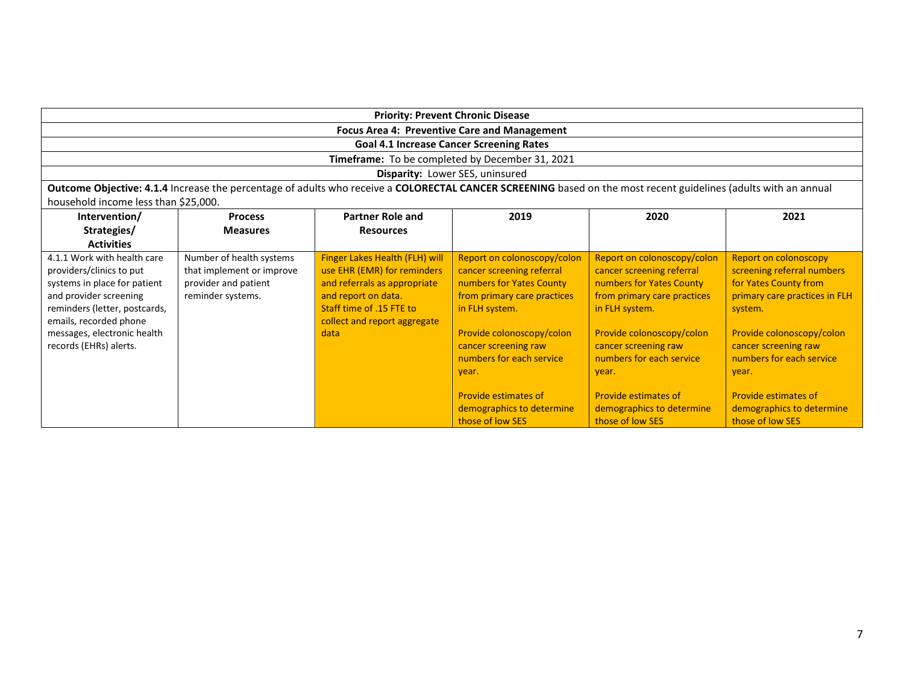| **Priority: Prevent Chronic Disease** | | | | | |
|---|---|---|---|---|---|
| **Focus Area 4: Preventive Care and Management** | | | | | |
| **Goal 4.1 Increase Cancer Screening Rates** | | | | | |
| **Timeframe:** To be completed by December 31, 2021 | | | | | |
| **Disparity:** Lower SES, uninsured | | | | | |
| **Outcome Objective: 4.1.4** Increase the percentage of adults who receive a **COLORECTAL CANCER SCREENING** based on the most recent guidelines (adults with an annual household income less than $25,000. | | | | | |
| **Intervention/ Strategies/ Activities** | **Process Measures** | **Partner Role and Resources** | **2019** | **2020** | **2021** |
| 4.1.1 Work with health care providers/clinics to put systems in place for patient and provider screening reminders (letter, postcards, emails, recorded phone messages, electronic health records (EHRs) alerts. | Number of health systems that implement or improve provider and patient reminder systems. | Finger Lakes Health (FLH) will use EHR (EMR) for reminders and referrals as appropriate and report on data. Staff time of .15 FTE to collect and report aggregate data | Report on colonoscopy/colon cancer screening referral numbers for Yates County from primary care practices in FLH system.<br><br>Provide colonoscopy/colon cancer screening raw numbers for each service year.<br><br>Provide estimates of demographics to determine those of low SES | Report on colonoscopy/colon cancer screening referral numbers for Yates County from primary care practices in FLH system.<br><br>Provide colonoscopy/colon cancer screening raw numbers for each service year.<br><br>Provide estimates of demographics to determine those of low SES | Report on colonoscopy screening referral numbers for Yates County from primary care practices in FLH system.<br><br>Provide colonoscopy/colon cancer screening raw numbers for each service year.<br><br>Provide estimates of demographics to determine those of low SES |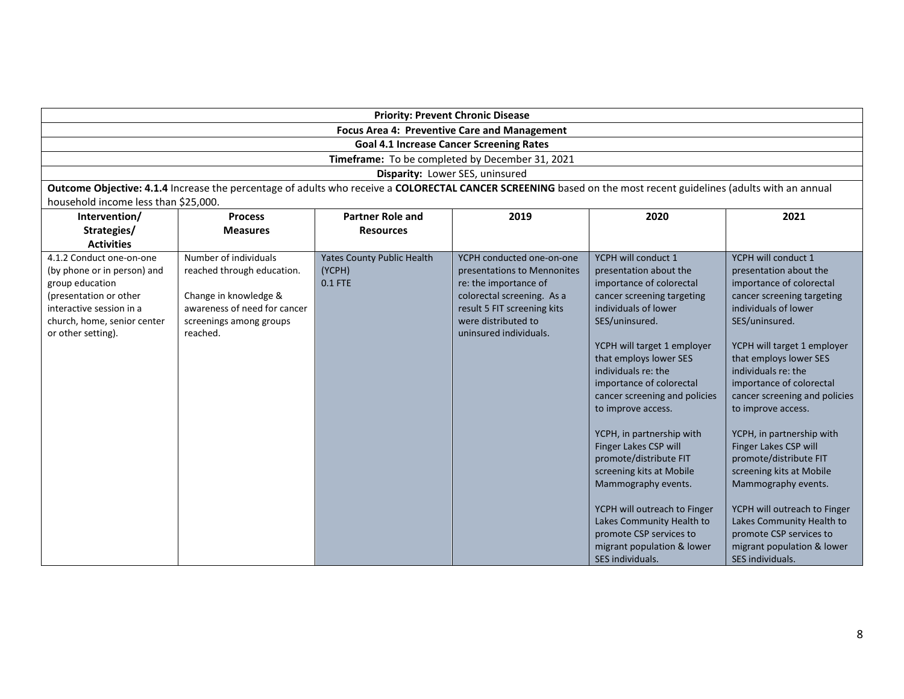| **Priority: Prevent Chronic Disease** | | | | | |
|---|---|---|---|---|---|
| **Focus Area 4: Preventive Care and Management** | | | | | |
| **Goal 4.1 Increase Cancer Screening Rates** | | | | | |
| **Timeframe:** To be completed by December 31, 2021 | | | | | |
| **Disparity:** Lower SES, uninsured | | | | | |
| **Outcome Objective: 4.1.4** Increase the percentage of adults who receive a **COLORECTAL CANCER SCREENING** based on the most recent guidelines (adults with an annual household income less than $25,000. | | | | | |
| **Intervention/ Strategies/ Activities** | **Process Measures** | **Partner Role and Resources** | **2019** | **2020** | **2021** |
| 4.1.2 Conduct one-on-one (by phone or in person) and group education (presentation or other interactive session in a church, home, senior center or other setting). | Number of individuals reached through education.<br><br>Change in knowledge & awareness of need for cancer screenings among groups reached. | Yates County Public Health (YCPH)<br>0.1 FTE | YCPH conducted one-on-one presentations to Mennonites re: the importance of colorectal screening. As a result 5 FIT screening kits were distributed to uninsured individuals. | YCPH will conduct 1 presentation about the importance of colorectal cancer screening targeting individuals of lower SES/uninsured.<br><br>YCPH will target 1 employer that employs lower SES individuals re: the importance of colorectal cancer screening and policies to improve access.<br><br>YCPH, in partnership with Finger Lakes CSP will promote/distribute FIT screening kits at Mobile Mammography events.<br><br>YCPH will outreach to Finger Lakes Community Health to promote CSP services to migrant population & lower SES individuals. | YCPH will conduct 1 presentation about the importance of colorectal cancer screening targeting individuals of lower SES/uninsured.<br><br>YCPH will target 1 employer that employs lower SES individuals re: the importance of colorectal cancer screening and policies to improve access.<br><br>YCPH, in partnership with Finger Lakes CSP will promote/distribute FIT screening kits at Mobile Mammography events.<br><br>YCPH will outreach to Finger Lakes Community Health to promote CSP services to migrant population & lower SES individuals. |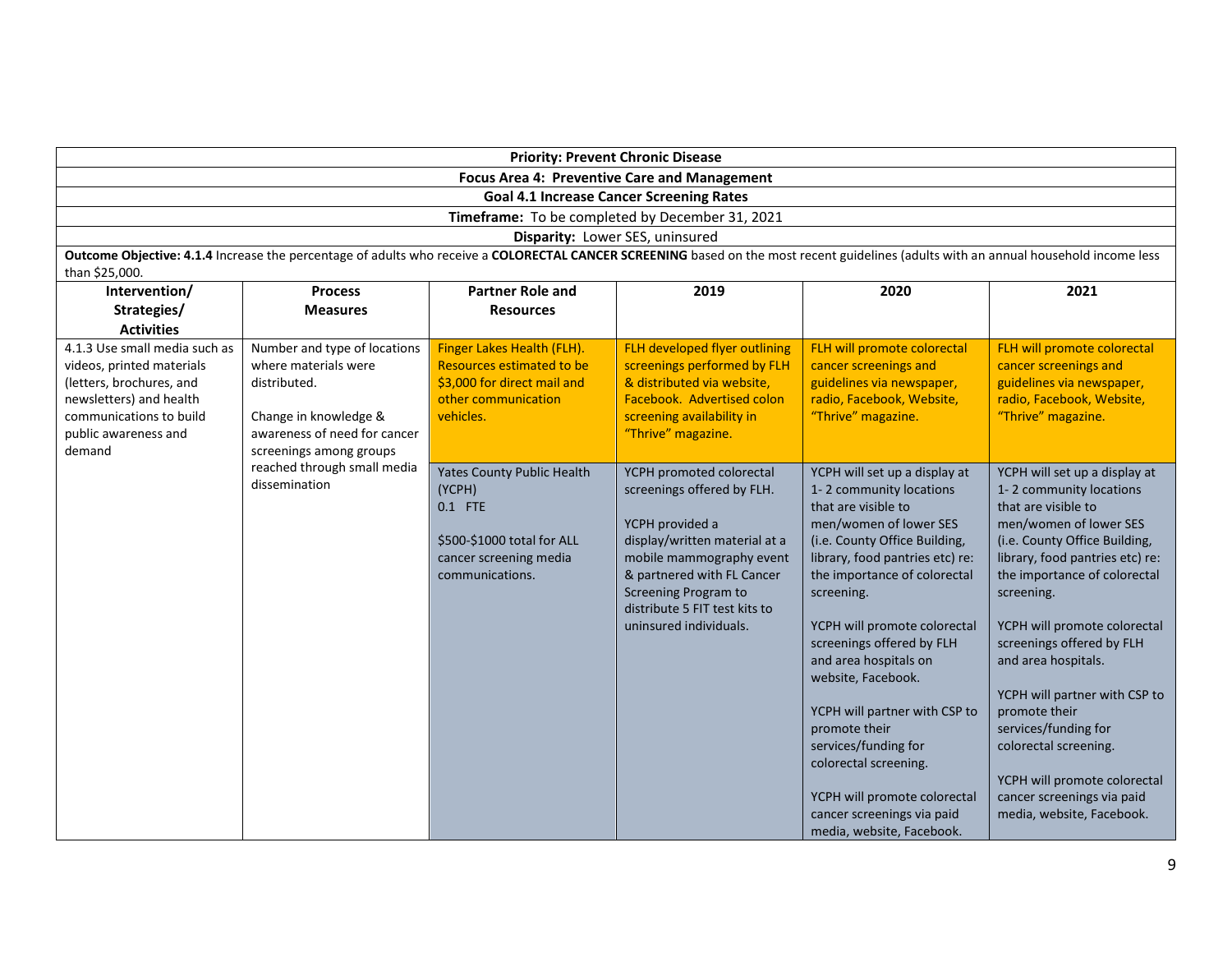| Priority: Prevent Chronic Disease | | | | | |
|---|---|---|---|---|---|
| **Focus Area 4: Preventive Care and Management** | | | | | |
| **Goal 4.1 Increase Cancer Screening Rates** | | | | | |
| **Timeframe:** To be completed by December 31, 2021 | | | | | |
| **Disparity:** Lower SES, uninsured | | | | | |
| **Outcome Objective: 4.1.4** Increase the percentage of adults who receive a **COLORECTAL CANCER SCREENING** based on the most recent guidelines (adults with an annual household income less than $25,000. | | | | | |
| **Intervention/ Strategies/ Activities** | **Process Measures** | **Partner Role and Resources** | **2019** | **2020** | **2021** |
| 4.1.3 Use small media such as videos, printed materials (letters, brochures, and newsletters) and health communications to build public awareness and demand | Number and type of locations where materials were distributed.<br><br>Change in knowledge & awareness of need for cancer screenings among groups reached through small media dissemination | Finger Lakes Health (FLH). Resources estimated to be $3,000 for direct mail and other communication vehicles. | FLH developed flyer outlining screenings performed by FLH & distributed via website, Facebook. Advertised colon screening availability in "Thrive" magazine. | FLH will promote colorectal cancer screenings and guidelines via newspaper, radio, Facebook, Website, "Thrive" magazine. | FLH will promote colorectal cancer screenings and guidelines via newspaper, radio, Facebook, Website, "Thrive" magazine. |
| | | Yates County Public Health (YCPH)<br>0.1 FTE<br><br>$500-$1000 total for ALL cancer screening media communications. | YCPH promoted colorectal screenings offered by FLH.<br><br>YCPH provided a display/written material at a mobile mammography event & partnered with FL Cancer Screening Program to distribute 5 FIT test kits to uninsured individuals. | YCPH will set up a display at 1- 2 community locations that are visible to men/women of lower SES (i.e. County Office Building, library, food pantries etc) re: the importance of colorectal screening.<br><br>YCPH will promote colorectal screenings offered by FLH and area hospitals on website, Facebook.<br><br>YCPH will partner with CSP to promote their services/funding for colorectal screening.<br><br>YCPH will promote colorectal cancer screenings via paid media, website, Facebook. | YCPH will set up a display at 1- 2 community locations that are visible to men/women of lower SES (i.e. County Office Building, library, food pantries etc) re: the importance of colorectal screening.<br><br>YCPH will promote colorectal screenings offered by FLH and area hospitals.<br><br>YCPH will partner with CSP to promote their services/funding for colorectal screening.<br><br>YCPH will promote colorectal cancer screenings via paid media, website, Facebook. |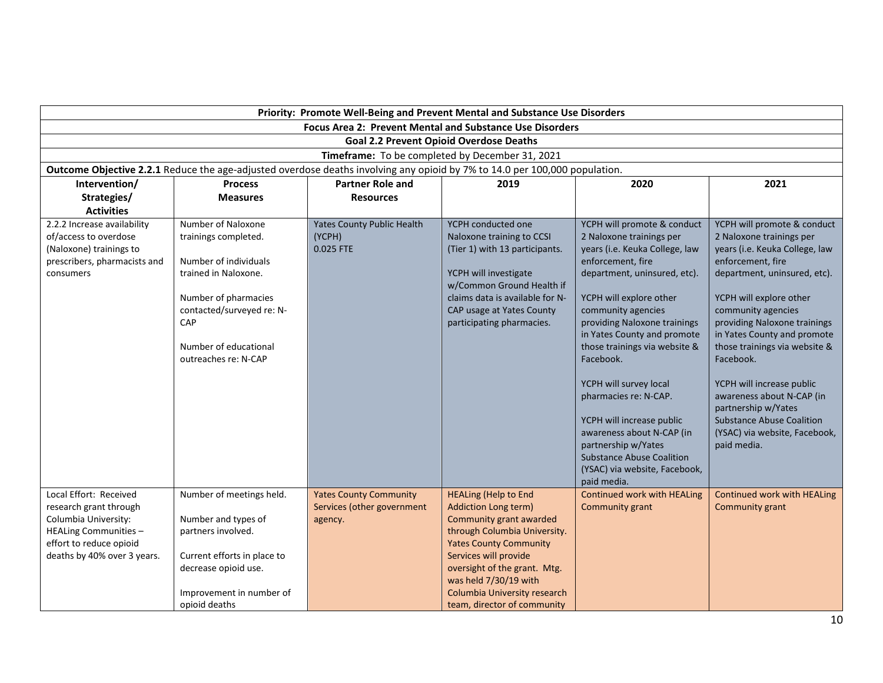| Priority: Promote Well-Being and Prevent Mental and Substance Use Disorders | | | | | |
|---|---|---|---|---|---|
| **Focus Area 2: Prevent Mental and Substance Use Disorders** | | | | | |
| **Goal 2.2 Prevent Opioid Overdose Deaths** | | | | | |
| **Timeframe:** To be completed by December 31, 2021 | | | | | |
| **Outcome Objective 2.2.1** Reduce the age-adjusted overdose deaths involving any opioid by 7% to 14.0 per 100,000 population. | | | | | |
| **Intervention/ Strategies/ Activities** | **Process Measures** | **Partner Role and Resources** | **2019** | **2020** | **2021** |
| 2.2.2 Increase availability of/access to overdose (Naloxone) trainings to prescribers, pharmacists and consumers | Number of Naloxone trainings completed.<br><br>Number of individuals trained in Naloxone.<br><br>Number of pharmacies contacted/surveyed re: N-CAP<br><br>Number of educational outreaches re: N-CAP | Yates County Public Health (YCPH)<br>0.025 FTE | YCPH conducted one Naloxone training to CCSI (Tier 1) with 13 participants.<br><br>YCPH will investigate w/Common Ground Health if claims data is available for N-CAP usage at Yates County participating pharmacies. | YCPH will promote & conduct 2 Naloxone trainings per years (i.e. Keuka College, law enforcement, fire department, uninsured, etc).<br><br>YCPH will explore other community agencies providing Naloxone trainings in Yates County and promote those trainings via website & Facebook.<br><br>YCPH will survey local pharmacies re: N-CAP.<br><br>YCPH will increase public awareness about N-CAP (in partnership w/Yates Substance Abuse Coalition (YSAC) via website, Facebook, paid media. | YCPH will promote & conduct 2 Naloxone trainings per years (i.e. Keuka College, law enforcement, fire department, uninsured, etc).<br><br>YCPH will explore other community agencies providing Naloxone trainings in Yates County and promote those trainings via website & Facebook.<br><br>YCPH will increase public awareness about N-CAP (in partnership w/Yates Substance Abuse Coalition (YSAC) via website, Facebook, paid media. |
| Local Effort: Received research grant through Columbia University: HEALing Communities – effort to reduce opioid deaths by 40% over 3 years. | Number of meetings held.<br><br>Number and types of partners involved.<br><br>Current efforts in place to decrease opioid use.<br><br>Improvement in number of opioid deaths | Yates County Community Services (other government agency. | HEALing (Help to End Addiction Long term) Community grant awarded through Columbia University. Yates County Community Services will provide oversight of the grant. Mtg. was held 7/30/19 with Columbia University research team, director of community | Continued work with HEALing Community grant | Continued work with HEALing Community grant |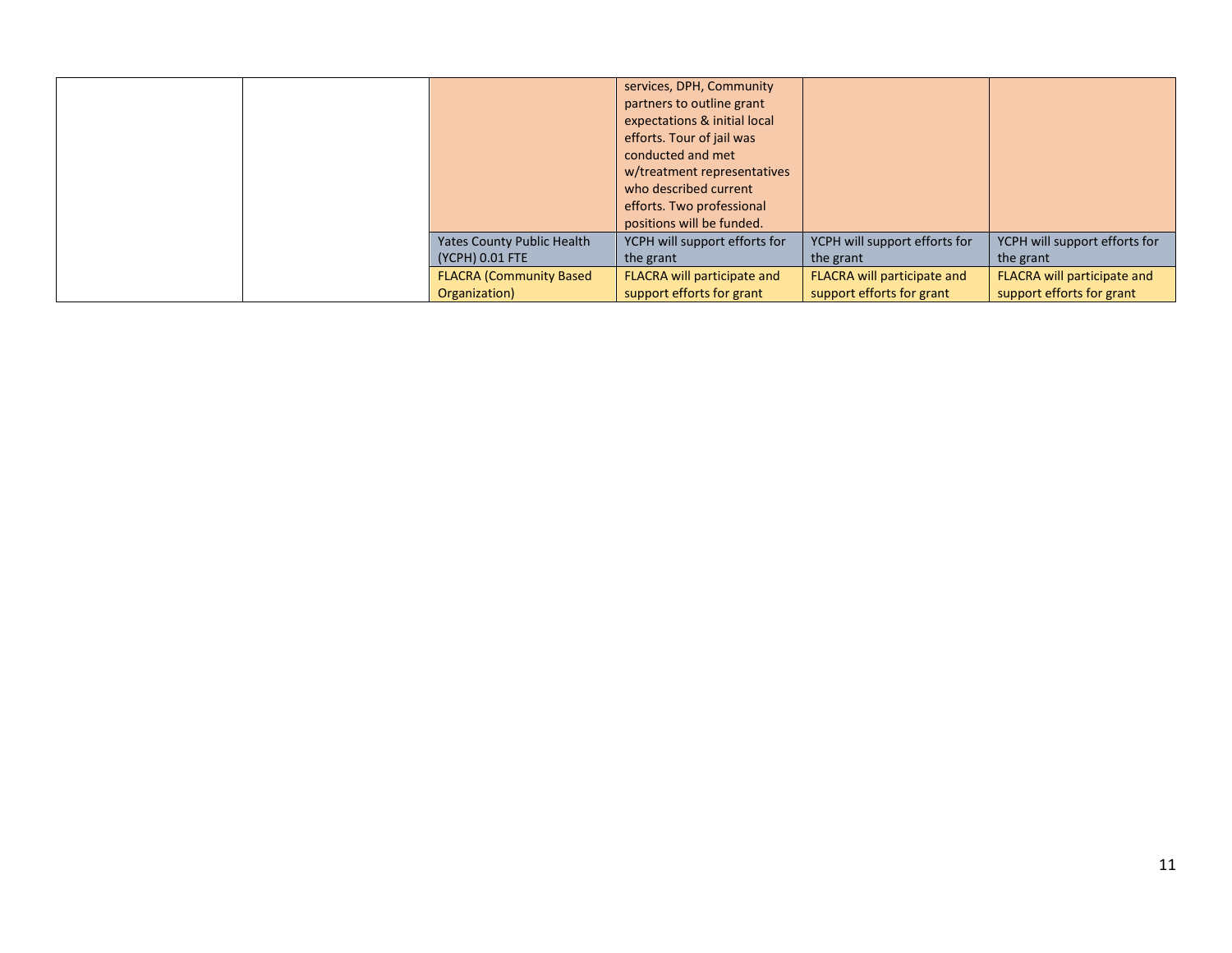| | | | | | |
|---|---|---|---|---|---|
| | | | services, DPH, Community partners to outline grant expectations & initial local efforts. Tour of jail was conducted and met w/treatment representatives who described current efforts. Two professional positions will be funded. | | |
| | | Yates County Public Health (YCPH) 0.01 FTE | YCPH will support efforts for the grant | YCPH will support efforts for the grant | YCPH will support efforts for the grant |
| | | FLACRA (Community Based Organization) | FLACRA will participate and support efforts for grant | FLACRA will participate and support efforts for grant | FLACRA will participate and support efforts for grant |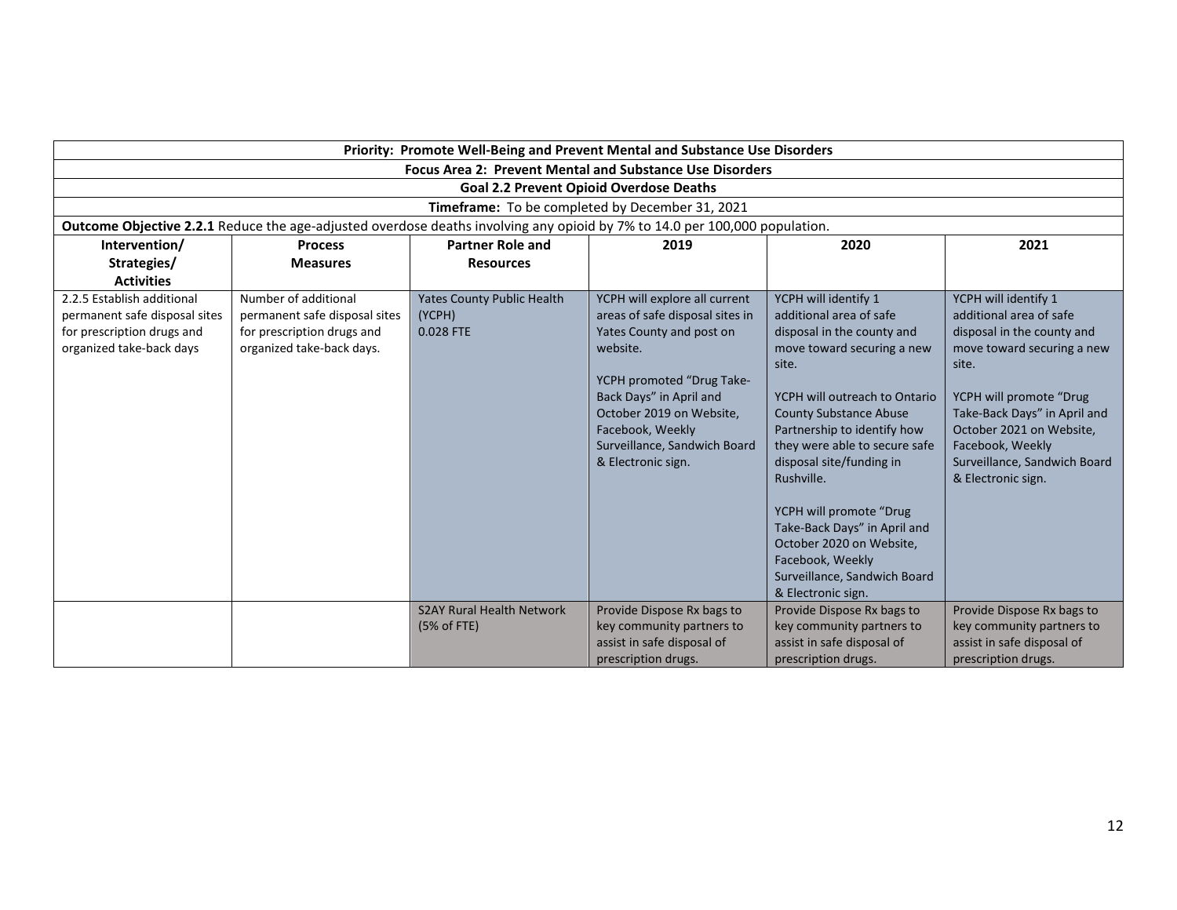| Priority: Promote Well-Being and Prevent Mental and Substance Use Disorders | | | | | |
|---|---|---|---|---|---|
| **Focus Area 2: Prevent Mental and Substance Use Disorders** | | | | | |
| **Goal 2.2 Prevent Opioid Overdose Deaths** | | | | | |
| **Timeframe:** To be completed by December 31, 2021 | | | | | |
| **Outcome Objective 2.2.1** Reduce the age-adjusted overdose deaths involving any opioid by 7% to 14.0 per 100,000 population. | | | | | |
| **Intervention/ Strategies/ Activities** | **Process Measures** | **Partner Role and Resources** | **2019** | **2020** | **2021** |
| 2.2.5 Establish additional permanent safe disposal sites for prescription drugs and organized take-back days | Number of additional permanent safe disposal sites for prescription drugs and organized take-back days. | Yates County Public Health (YCPH) 0.028 FTE | YCPH will explore all current areas of safe disposal sites in Yates County and post on website.<br><br>YCPH promoted "Drug Take-Back Days" in April and October 2019 on Website, Facebook, Weekly Surveillance, Sandwich Board & Electronic sign. | YCPH will identify 1 additional area of safe disposal in the county and move toward securing a new site.<br><br>YCPH will outreach to Ontario County Substance Abuse Partnership to identify how they were able to secure safe disposal site/funding in Rushville.<br><br>YCPH will promote "Drug Take-Back Days" in April and October 2020 on Website, Facebook, Weekly Surveillance, Sandwich Board & Electronic sign. | YCPH will identify 1 additional area of safe disposal in the county and move toward securing a new site.<br><br>YCPH will promote "Drug Take-Back Days" in April and October 2021 on Website, Facebook, Weekly Surveillance, Sandwich Board & Electronic sign. |
| | | S2AY Rural Health Network (5% of FTE) | Provide Dispose Rx bags to key community partners to assist in safe disposal of prescription drugs. | Provide Dispose Rx bags to key community partners to assist in safe disposal of prescription drugs. | Provide Dispose Rx bags to key community partners to assist in safe disposal of prescription drugs. |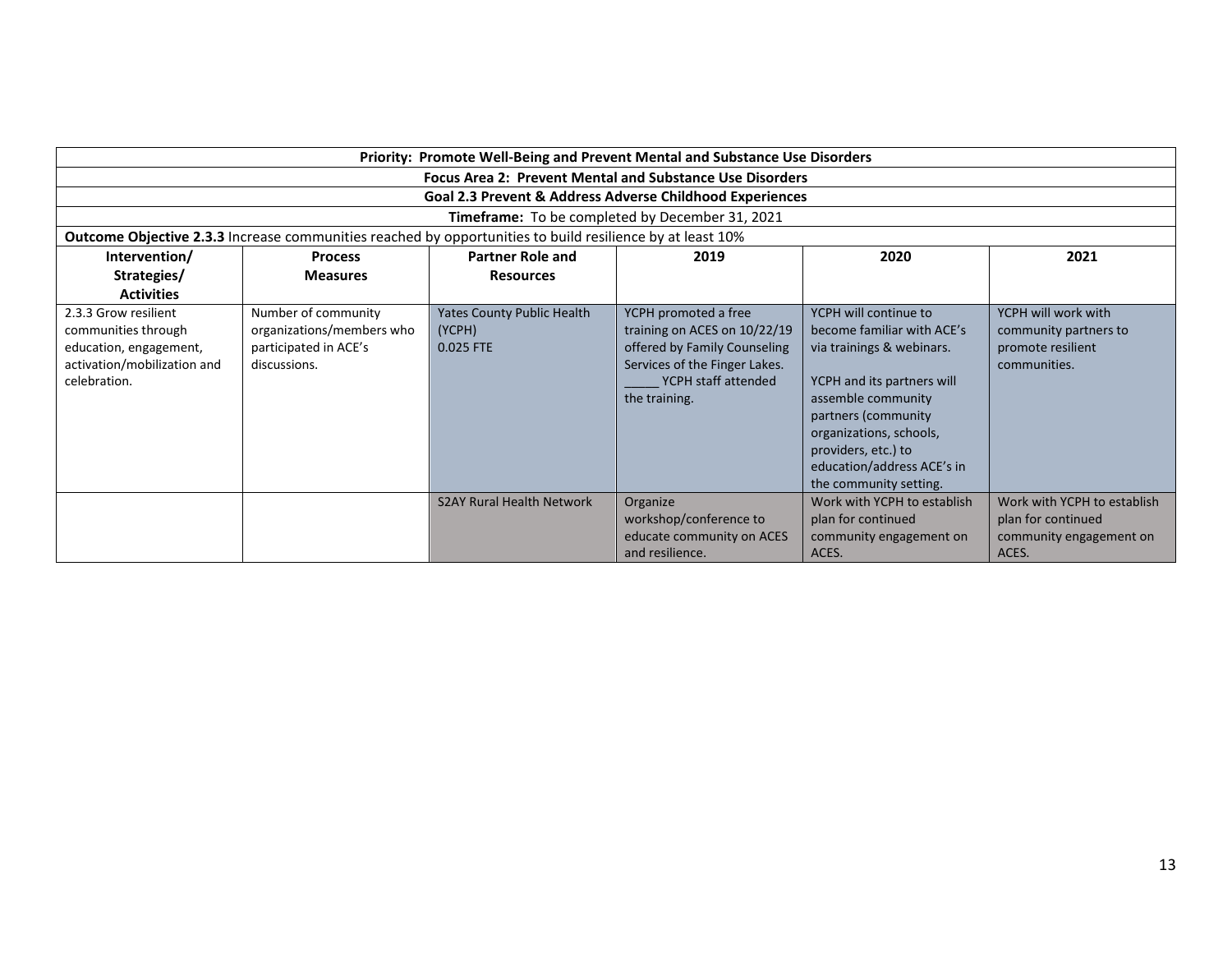| Priority: Promote Well-Being and Prevent Mental and Substance Use Disorders | | | | | |
|---|---|---|---|---|---|
| **Focus Area 2: Prevent Mental and Substance Use Disorders** | | | | | |
| **Goal 2.3 Prevent & Address Adverse Childhood Experiences** | | | | | |
| **Timeframe:** To be completed by December 31, 2021 | | | | | |
| **Outcome Objective 2.3.3** Increase communities reached by opportunities to build resilience by at least 10% | | | | | |
| **Intervention/ Strategies/ Activities** | **Process Measures** | **Partner Role and Resources** | **2019** | **2020** | **2021** |
| 2.3.3 Grow resilient communities through education, engagement, activation/mobilization and celebration. | Number of community organizations/members who participated in ACE's discussions. | Yates County Public Health (YCPH) 0.025 FTE | YCPH promoted a free training on ACES on 10/22/19 offered by Family Counseling Services of the Finger Lakes. _____ YCPH staff attended the training. | YCPH will continue to become familiar with ACE's via trainings & webinars.<br><br>YCPH and its partners will assemble community partners (community organizations, schools, providers, etc.) to education/address ACE's in the community setting. | YCPH will work with community partners to promote resilient communities. |
| | | S2AY Rural Health Network | Organize workshop/conference to educate community on ACES and resilience. | Work with YCPH to establish plan for continued community engagement on ACES. | Work with YCPH to establish plan for continued community engagement on ACES. |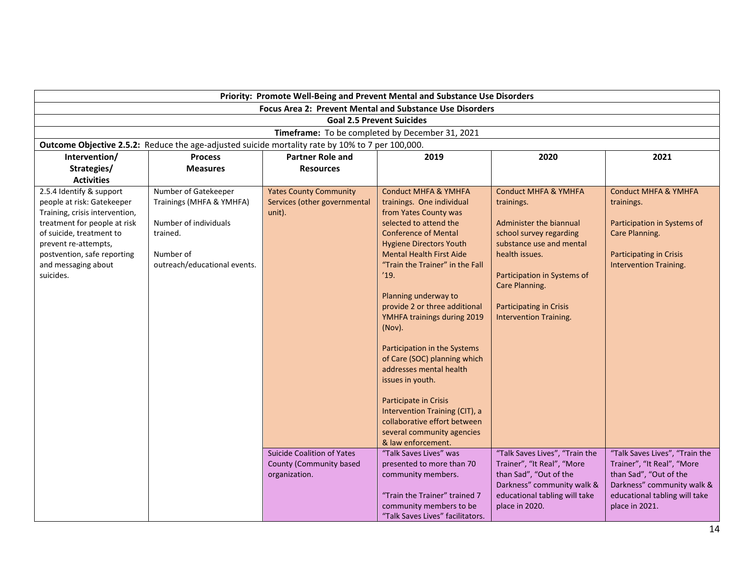| Priority: Promote Well-Being and Prevent Mental and Substance Use Disorders | | | | | |
|---|---|---|---|---|---|
| **Focus Area 2: Prevent Mental and Substance Use Disorders** | | | | | |
| **Goal 2.5 Prevent Suicides** | | | | | |
| **Timeframe:** To be completed by December 31, 2021 | | | | | |
| **Outcome Objective 2.5.2:** Reduce the age-adjusted suicide mortality rate by 10% to 7 per 100,000. | | | | | |
| **Intervention/ Strategies/ Activities** | **Process Measures** | **Partner Role and Resources** | **2019** | **2020** | **2021** |
| 2.5.4 Identify & support people at risk: Gatekeeper Training, crisis intervention, treatment for people at risk of suicide, treatment to prevent re-attempts, postvention, safe reporting and messaging about suicides. | Number of Gatekeeper Trainings (MHFA & YMHFA)<br><br>Number of individuals trained.<br><br>Number of outreach/educational events. | Yates County Community Services (other governmental unit). | Conduct MHFA & YMHFA trainings. One individual from Yates County was selected to attend the Conference of Mental Hygiene Directors Youth Mental Health First Aide "Train the Trainer" in the Fall '19.<br><br>Planning underway to provide 2 or three additional YMHFA trainings during 2019 (Nov).<br><br>Participation in the Systems of Care (SOC) planning which addresses mental health issues in youth.<br><br>Participate in Crisis Intervention Training (CIT), a collaborative effort between several community agencies & law enforcement. | Conduct MHFA & YMHFA trainings.<br><br>Administer the biannual school survey regarding substance use and mental health issues.<br><br>Participation in Systems of Care Planning.<br><br>Participating in Crisis Intervention Training. | Conduct MHFA & YMHFA trainings.<br><br>Participation in Systems of Care Planning.<br><br>Participating in Crisis Intervention Training. |
| | | Suicide Coalition of Yates County (Community based organization. | "Talk Saves Lives" was presented to more than 70 community members.<br><br>"Train the Trainer" trained 7 community members to be "Talk Saves Lives" facilitators. | "Talk Saves Lives", "Train the Trainer", "It Real", "More than Sad", "Out of the Darkness" community walk & educational tabling will take place in 2020. | "Talk Saves Lives", "Train the Trainer", "It Real", "More than Sad", "Out of the Darkness" community walk & educational tabling will take place in 2021. |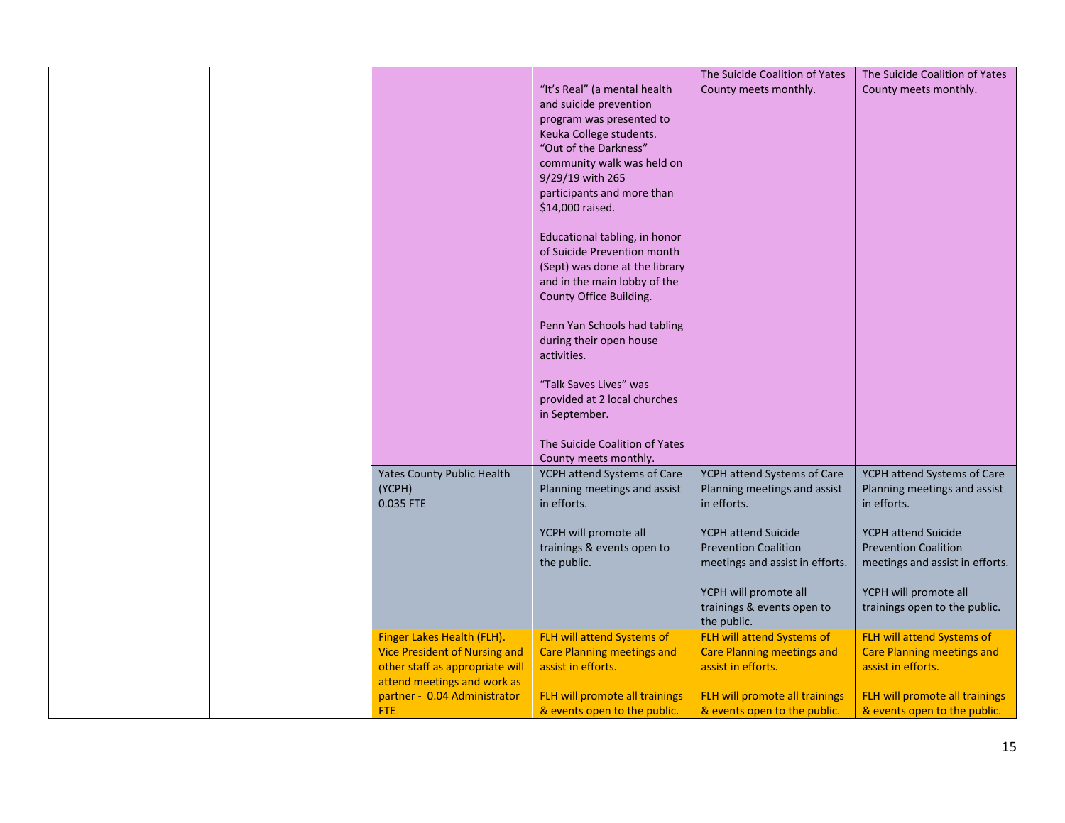| | | | | | |
|---|---|---|---|---|---|
| | | | "It's Real" (a mental health and suicide prevention program was presented to Keuka College students. "Out of the Darkness" community walk was held on 9/29/19 with 265 participants and more than $14,000 raised.<br><br>Educational tabling, in honor of Suicide Prevention month (Sept) was done at the library and in the main lobby of the County Office Building.<br><br>Penn Yan Schools had tabling during their open house activities.<br><br>"Talk Saves Lives" was provided at 2 local churches in September.<br><br>The Suicide Coalition of Yates County meets monthly. | The Suicide Coalition of Yates County meets monthly. | The Suicide Coalition of Yates County meets monthly. |
| | | Yates County Public Health (YCPH)<br>0.035 FTE | YCPH attend Systems of Care Planning meetings and assist in efforts.<br><br>YCPH will promote all trainings & events open to the public. | YCPH attend Systems of Care Planning meetings and assist in efforts.<br><br>YCPH attend Suicide Prevention Coalition meetings and assist in efforts.<br><br>YCPH will promote all trainings & events open to the public. | YCPH attend Systems of Care Planning meetings and assist in efforts.<br><br>YCPH attend Suicide Prevention Coalition meetings and assist in efforts.<br><br>YCPH will promote all trainings open to the public. |
| | | Finger Lakes Health (FLH). Vice President of Nursing and other staff as appropriate will attend meetings and work as partner - 0.04 Administrator FTE | FLH will attend Systems of Care Planning meetings and assist in efforts.<br><br>FLH will promote all trainings & events open to the public. | FLH will attend Systems of Care Planning meetings and assist in efforts.<br><br>FLH will promote all trainings & events open to the public. | FLH will attend Systems of Care Planning meetings and assist in efforts.<br><br>FLH will promote all trainings & events open to the public. |